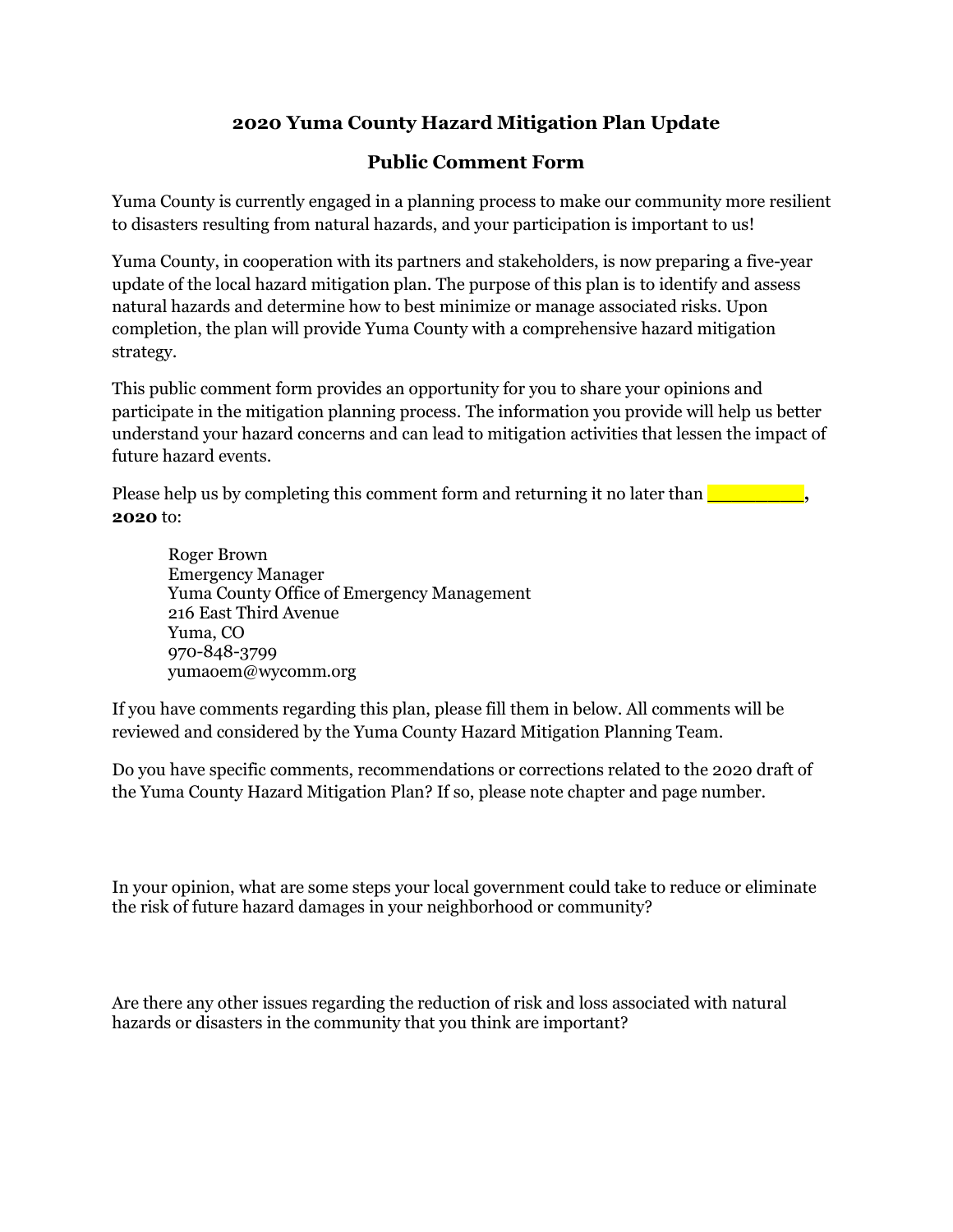## 2020 Yuma County Hazard Mitigation Plan Update

## Public Comment Form

Yuma County is currently engaged in a planning process to make our community more resilient to disasters resulting from natural hazards, and your participation is important to us!

Yuma County, in cooperation with its partners and stakeholders, is now preparing a five-year update of the local hazard mitigation plan. The purpose of this plan is to identify and assess natural hazards and determine how to best minimize or manage associated risks. Upon completion, the plan will provide Yuma County with a comprehensive hazard mitigation strategy.

This public comment form provides an opportunity for you to share your opinions and participate in the mitigation planning process. The information you provide will help us better understand your hazard concerns and can lead to mitigation activities that lessen the impact of future hazard events.

Please help us by completing this comment form and returning it no later than **_________, 2020** to:

Roger Brown
Emergency Manager
Yuma County Office of Emergency Management
216 East Third Avenue
Yuma, CO
970-848-3799
yumaoem@wycomm.org

If you have comments regarding this plan, please fill them in below. All comments will be reviewed and considered by the Yuma County Hazard Mitigation Planning Team.

Do you have specific comments, recommendations or corrections related to the 2020 draft of the Yuma County Hazard Mitigation Plan? If so, please note chapter and page number.

In your opinion, what are some steps your local government could take to reduce or eliminate the risk of future hazard damages in your neighborhood or community?

Are there any other issues regarding the reduction of risk and loss associated with natural hazards or disasters in the community that you think are important?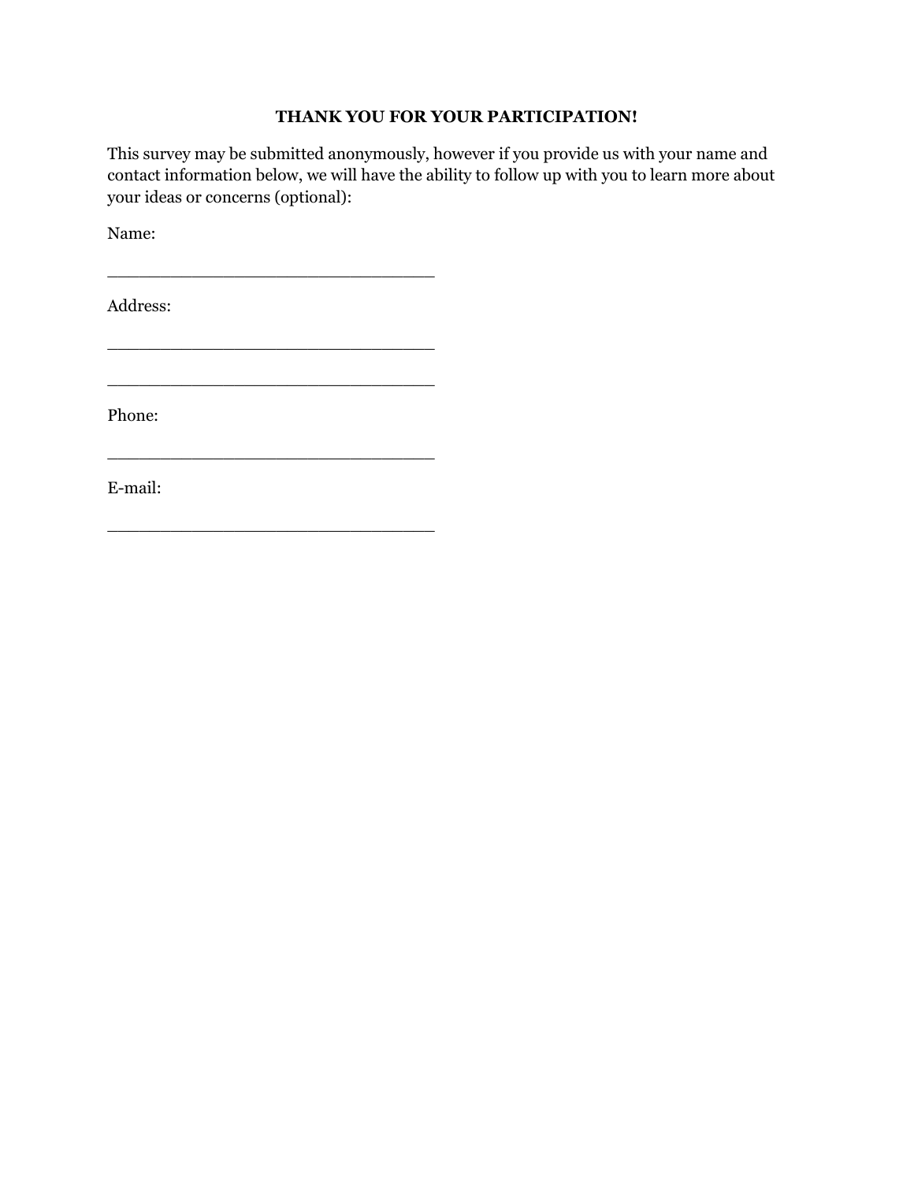**THANK YOU FOR YOUR PARTICIPATION!**

This survey may be submitted anonymously, however if you provide us with your name and contact information below, we will have the ability to follow up with you to learn more about your ideas or concerns (optional):

Name:

________________________________

Address:

________________________________

________________________________

Phone:

________________________________

E-mail:

________________________________